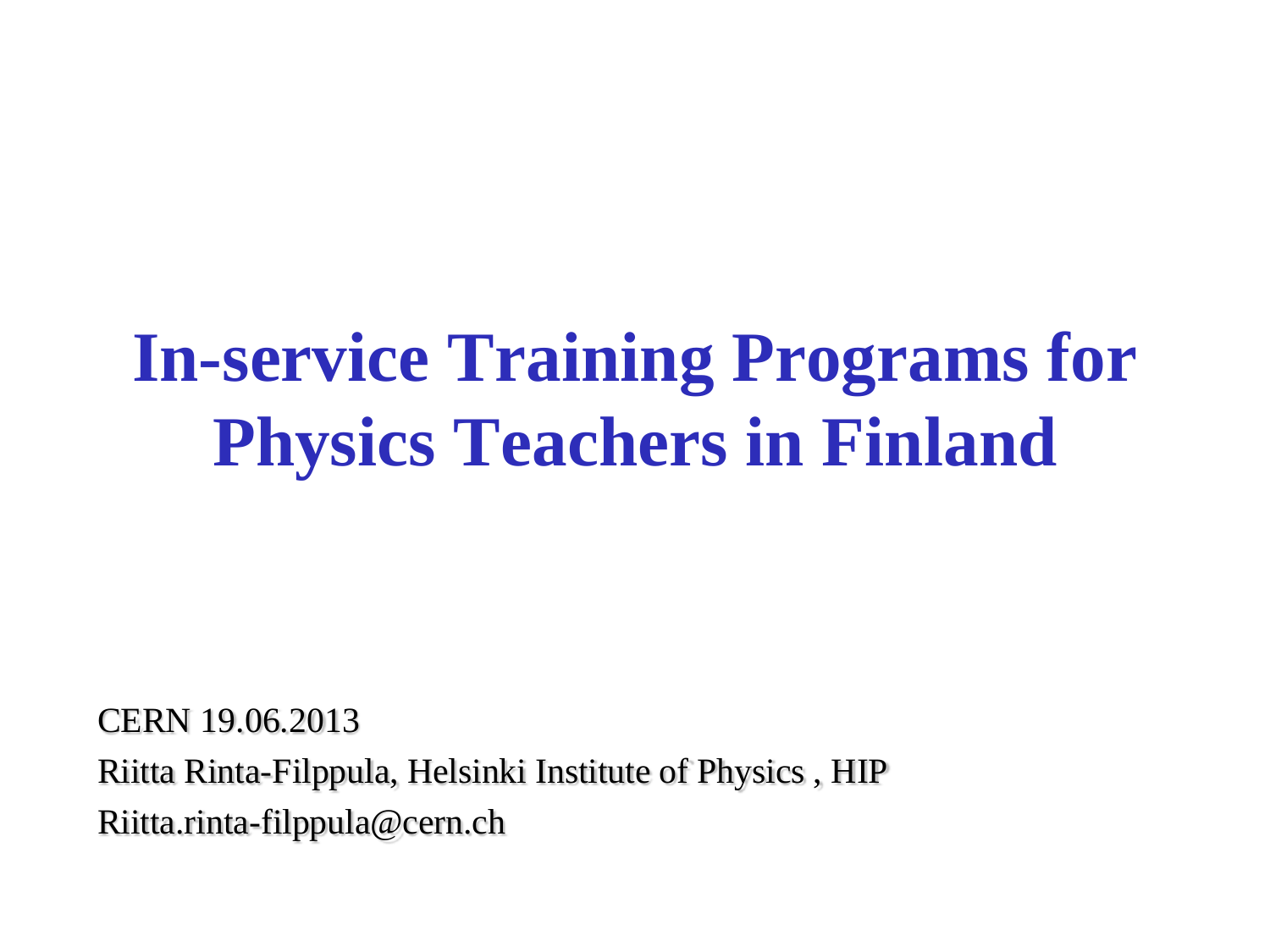# In-service Training Programs for Physics Teachers in Finland

CERN 19.06.2013

Riitta Rinta-Filppula, Helsinki Institute of Physics , HIP

Riitta.rinta-filppula@cern.ch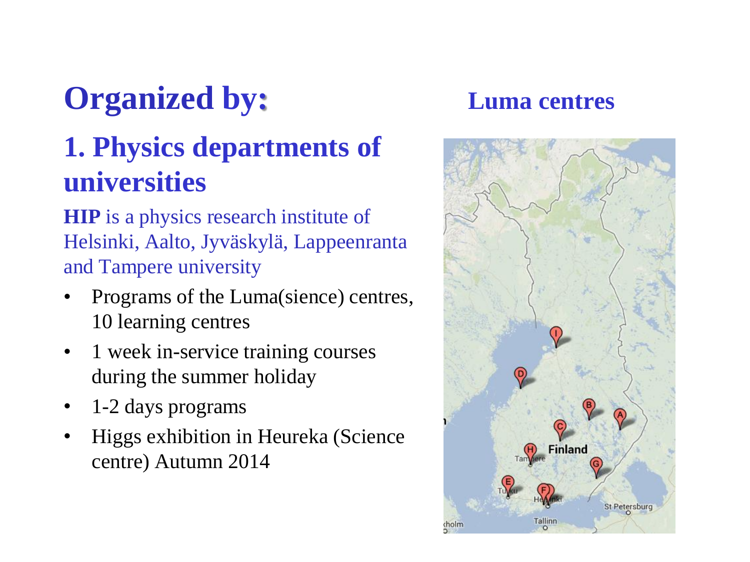# Organized by:

## 1. Physics departments of universities

**HIP** is a physics research institute of Helsinki, Aalto, Jyväskylä, Lappeenranta and Tampere university

- Programs of the Luma(sience) centres, 10 learning centres
- 1 week in-service training courses during the summer holiday
- 1-2 days programs
- Higgs exhibition in Heureka (Science centre) Autumn 2014

## Luma centres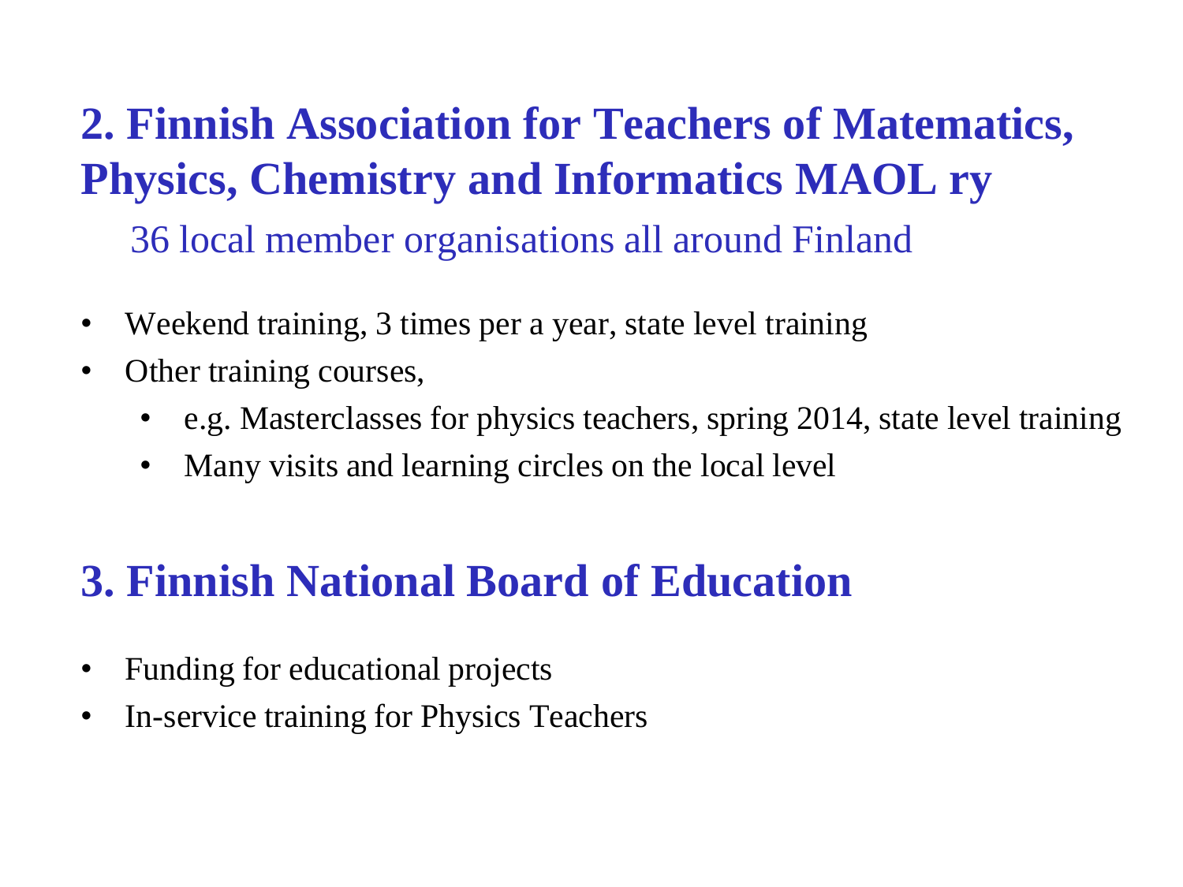## 2. Finnish Association for Teachers of Matematics, Physics, Chemistry and Informatics MAOL ry

36 local member organisations all around Finland

- Weekend training, 3 times per a year, state level training
- Other training courses,
  - e.g. Masterclasses for physics teachers, spring 2014, state level training
  - Many visits and learning circles on the local level

## 3. Finnish National Board of Education

- Funding for educational projects
- In-service training for Physics Teachers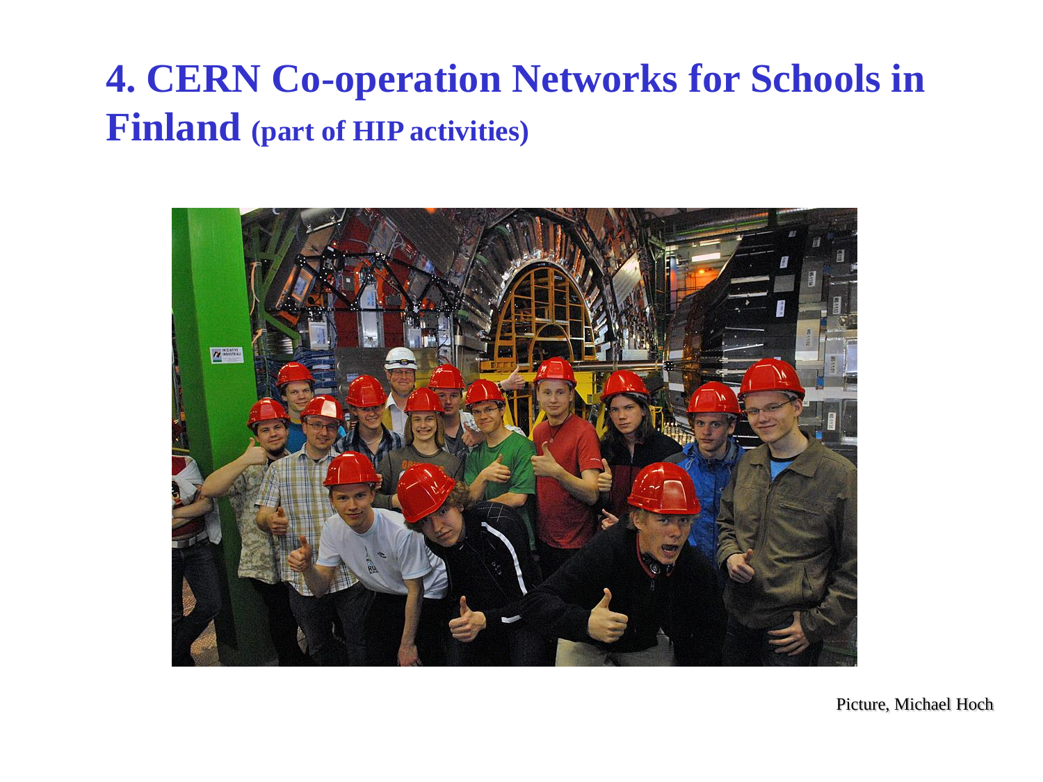# 4. CERN Co-operation Networks for Schools in Finland (part of HIP activities)

Picture, Michael Hoch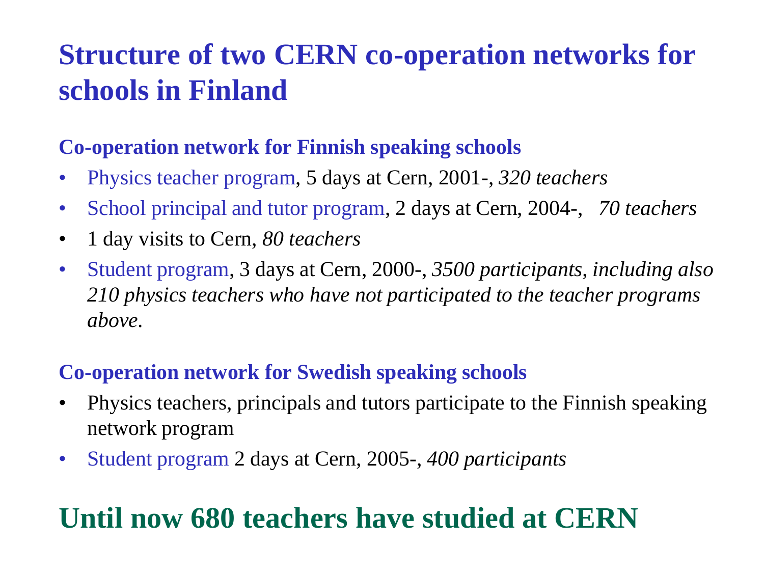# Structure of two CERN co-operation networks for schools in Finland

### Co-operation network for Finnish speaking schools

- Physics teacher program, 5 days at Cern, 2001-, *320 teachers*
- School principal and tutor program, 2 days at Cern, 2004-, *70 teachers*
- 1 day visits to Cern, *80 teachers*
- Student program, 3 days at Cern, 2000-, *3500 participants, including also 210 physics teachers who have not participated to the teacher programs above.*

### Co-operation network for Swedish speaking schools

- Physics teachers, principals and tutors participate to the Finnish speaking network program
- Student program 2 days at Cern, 2005-, *400 participants*

## Until now 680 teachers have studied at CERN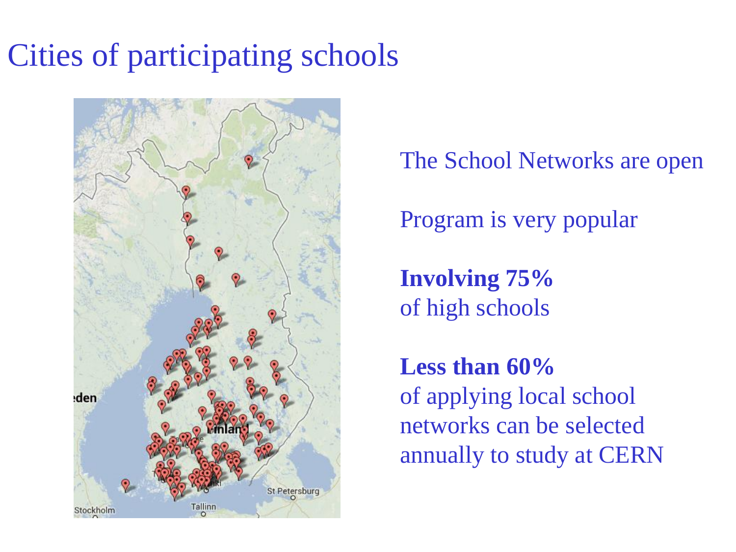# Cities of participating schools

The School Networks are open

Program is very popular

**Involving 75%**
of high schools

**Less than 60%**
of applying local school networks can be selected annually to study at CERN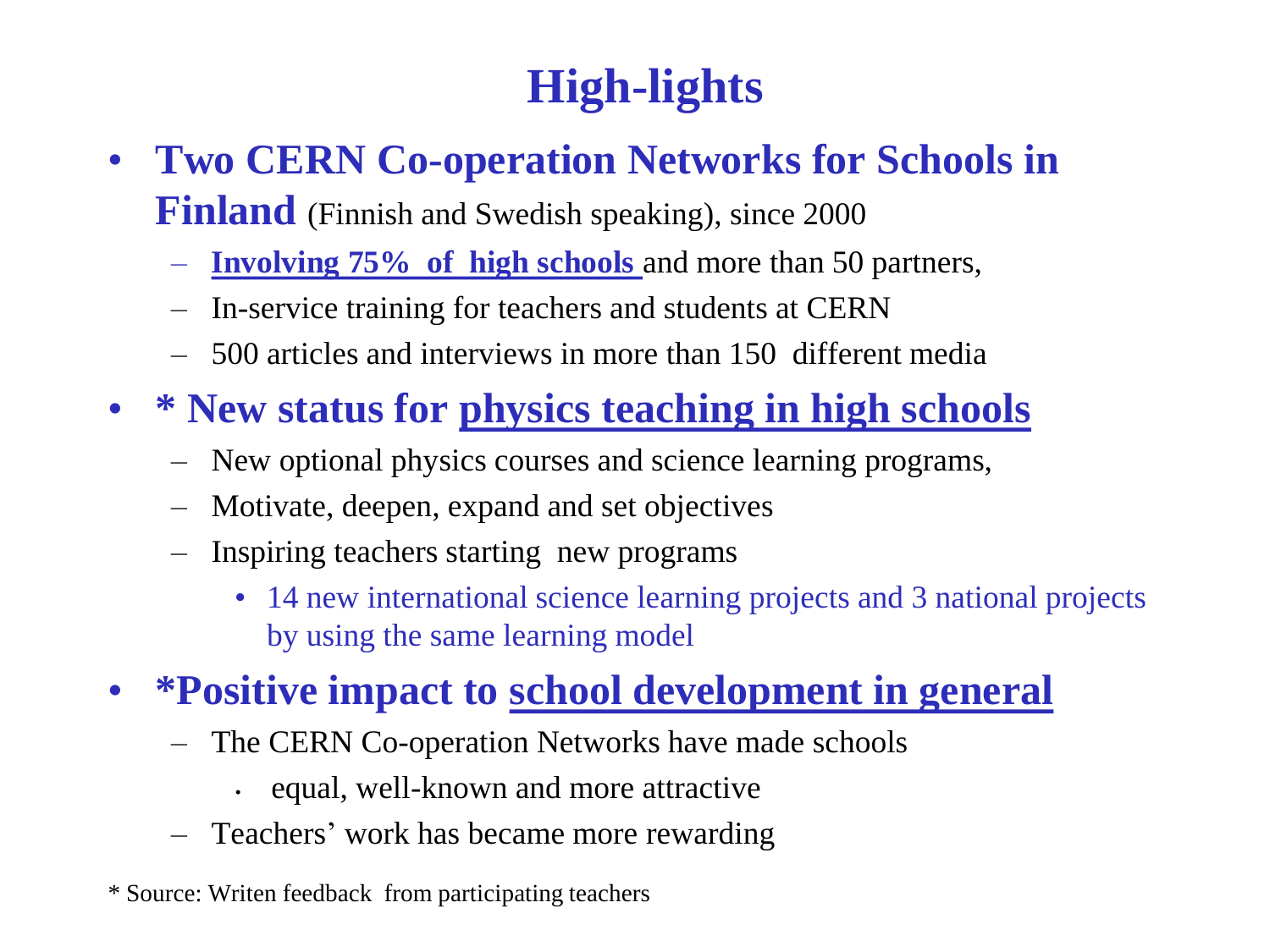# High-lights

- **Two CERN Co-operation Networks for Schools in Finland** (Finnish and Swedish speaking), since 2000
  - **Involving 75% of high schools** and more than 50 partners,
  - In-service training for teachers and students at CERN
  - 500 articles and interviews in more than 150 different media
- **\* New status for physics teaching in high schools**
  - New optional physics courses and science learning programs,
  - Motivate, deepen, expand and set objectives
  - Inspiring teachers starting new programs
    - 14 new international science learning projects and 3 national projects by using the same learning model
- **\*Positive impact to school development in general**
  - The CERN Co-operation Networks have made schools
    - equal, well-known and more attractive
  - Teachers' work has became more rewarding

\* Source: Writen feedback from participating teachers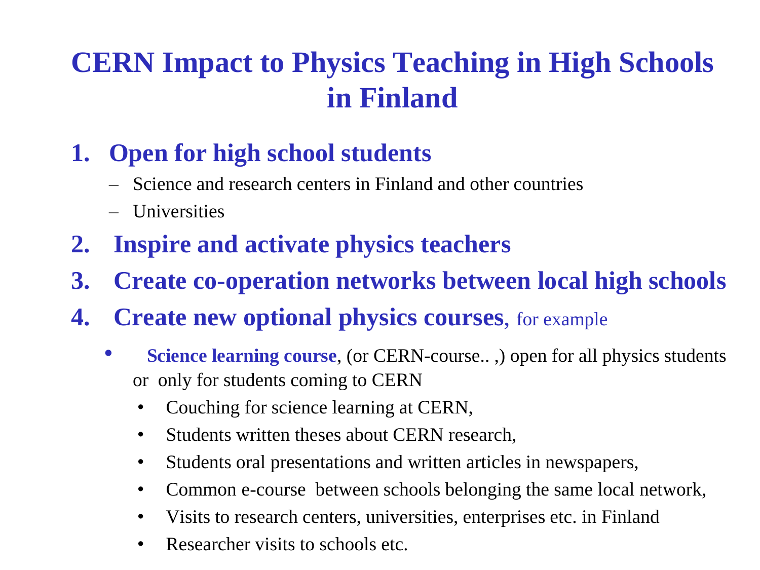# CERN Impact to Physics Teaching in High Schools in Finland

1. **Open for high school students**
   - Science and research centers in Finland and other countries
   - Universities
2. **Inspire and activate physics teachers**
3. **Create co-operation networks between local high schools**
4. **Create new optional physics courses**, for example
   - **Science learning course**, (or CERN-course.. ,) open for all physics students or only for students coming to CERN
     - Couching for science learning at CERN,
     - Students written theses about CERN research,
     - Students oral presentations and written articles in newspapers,
     - Common e-course between schools belonging the same local network,
     - Visits to research centers, universities, enterprises etc. in Finland
     - Researcher visits to schools etc.